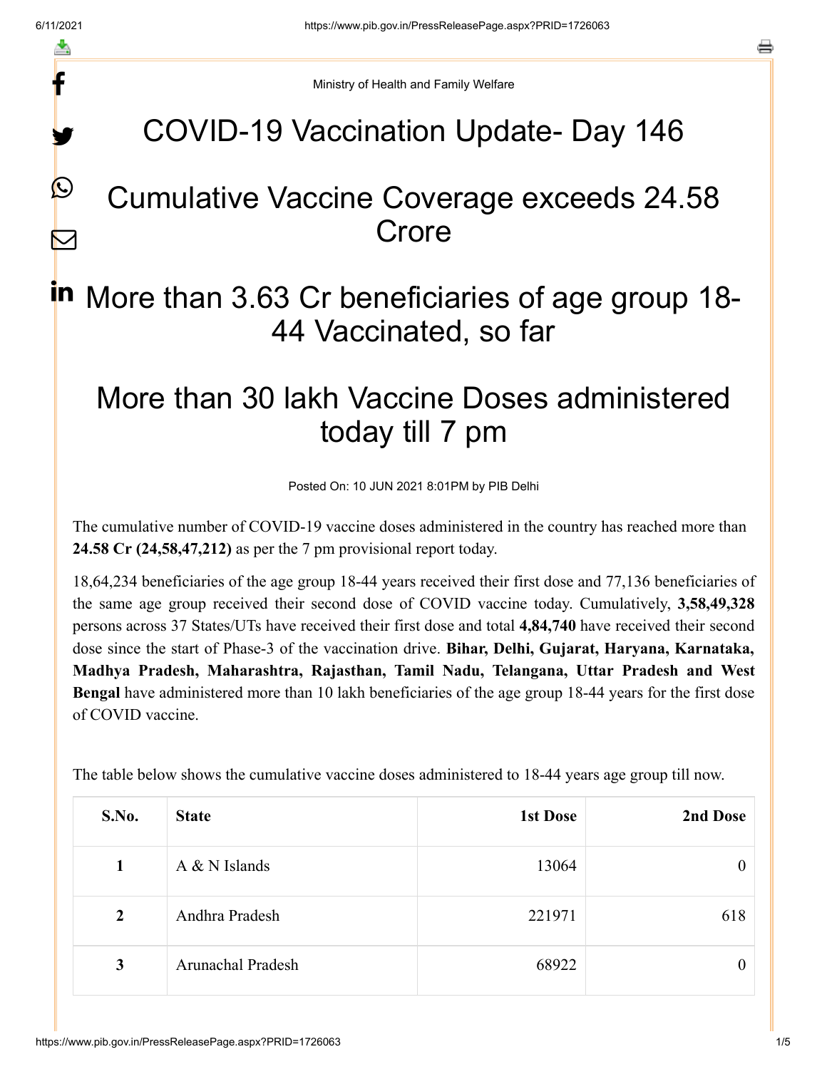Ministry of Health and Family Welfare

# COVID-19 Vaccination Update- Day 146

# Cumulative Vaccine Coverage exceeds 24.58 Crore

# More than 3.63 Cr beneficiaries of age group 18-44 Vaccinated, so far

# More than 30 lakh Vaccine Doses administered today till 7 pm

Posted On: 10 JUN 2021 8:01PM by PIB Delhi

The cumulative number of COVID-19 vaccine doses administered in the country has reached more than **24.58 Cr (24,58,47,212)** as per the 7 pm provisional report today.

18,64,234 beneficiaries of the age group 18-44 years received their first dose and 77,136 beneficiaries of the same age group received their second dose of COVID vaccine today. Cumulatively, **3,58,49,328** persons across 37 States/UTs have received their first dose and total **4,84,740** have received their second dose since the start of Phase-3 of the vaccination drive. **Bihar, Delhi, Gujarat, Haryana, Karnataka, Madhya Pradesh, Maharashtra, Rajasthan, Tamil Nadu, Telangana, Uttar Pradesh and West Bengal** have administered more than 10 lakh beneficiaries of the age group 18-44 years for the first dose of COVID vaccine.

The table below shows the cumulative vaccine doses administered to 18-44 years age group till now.

| S.No. | State | 1st Dose | 2nd Dose |
|---|---|---|---|
| 1 | A & N Islands | 13064 | 0 |
| 2 | Andhra Pradesh | 221971 | 618 |
| 3 | Arunachal Pradesh | 68922 | 0 |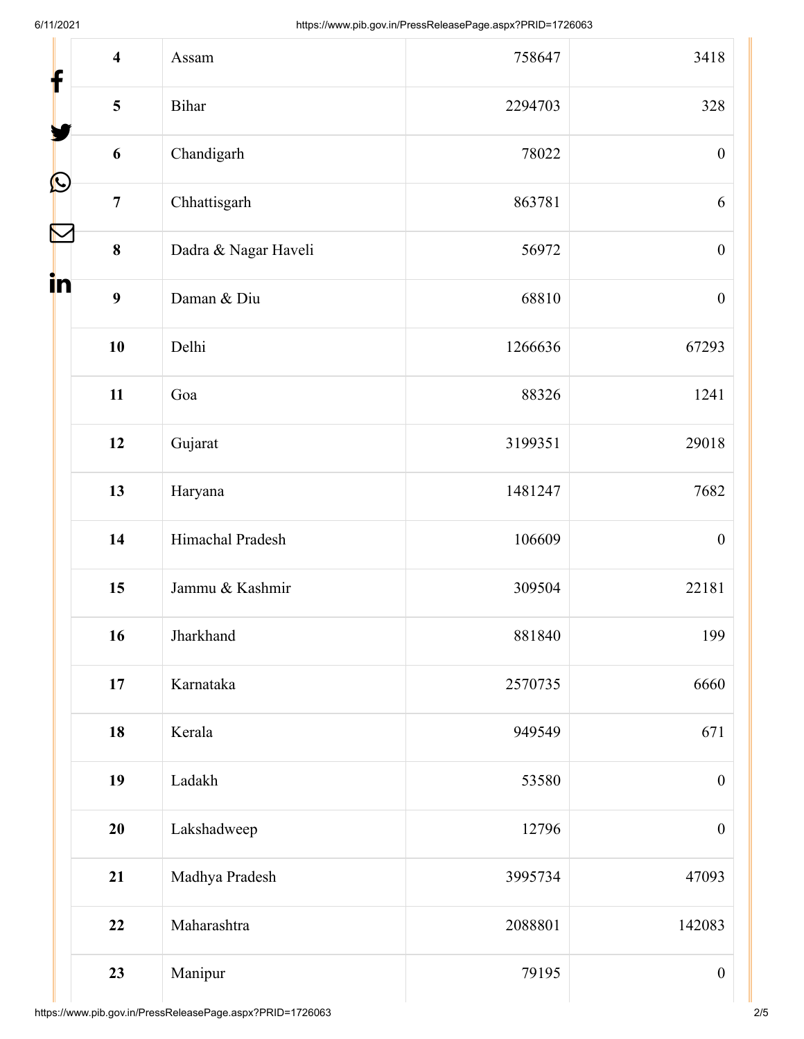| | | | |
|---|---|---|---|
| **4** | Assam | 758647 | 3418 |
| **5** | Bihar | 2294703 | 328 |
| **6** | Chandigarh | 78022 | 0 |
| **7** | Chhattisgarh | 863781 | 6 |
| **8** | Dadra & Nagar Haveli | 56972 | 0 |
| **9** | Daman & Diu | 68810 | 0 |
| **10** | Delhi | 1266636 | 67293 |
| **11** | Goa | 88326 | 1241 |
| **12** | Gujarat | 3199351 | 29018 |
| **13** | Haryana | 1481247 | 7682 |
| **14** | Himachal Pradesh | 106609 | 0 |
| **15** | Jammu & Kashmir | 309504 | 22181 |
| **16** | Jharkhand | 881840 | 199 |
| **17** | Karnataka | 2570735 | 6660 |
| **18** | Kerala | 949549 | 671 |
| **19** | Ladakh | 53580 | 0 |
| **20** | Lakshadweep | 12796 | 0 |
| **21** | Madhya Pradesh | 3995734 | 47093 |
| **22** | Maharashtra | 2088801 | 142083 |
| **23** | Manipur | 79195 | 0 |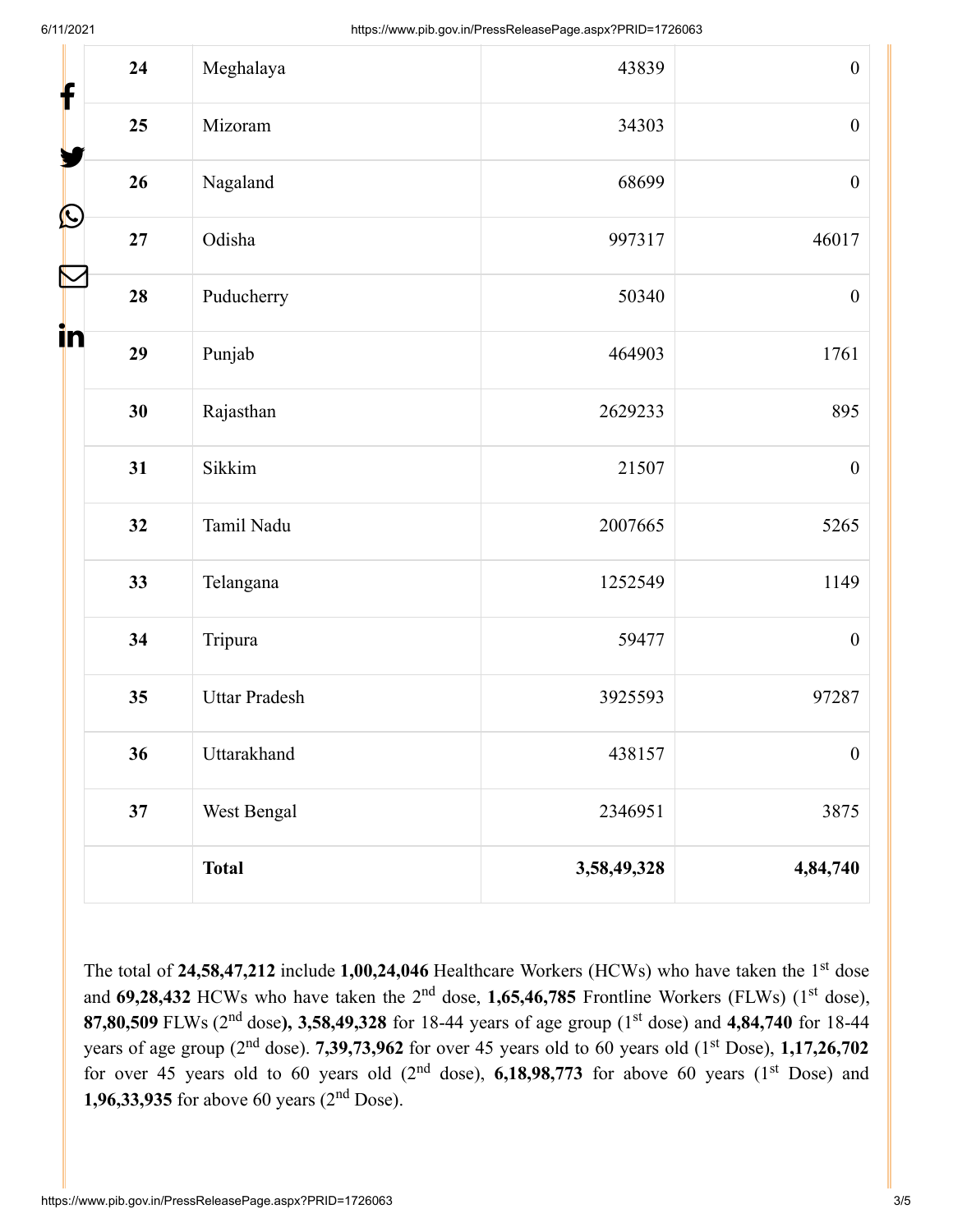| | | | |
|---|---|---|---|
| 24 | Meghalaya | 43839 | 0 |
| 25 | Mizoram | 34303 | 0 |
| 26 | Nagaland | 68699 | 0 |
| 27 | Odisha | 997317 | 46017 |
| 28 | Puducherry | 50340 | 0 |
| 29 | Punjab | 464903 | 1761 |
| 30 | Rajasthan | 2629233 | 895 |
| 31 | Sikkim | 21507 | 0 |
| 32 | Tamil Nadu | 2007665 | 5265 |
| 33 | Telangana | 1252549 | 1149 |
| 34 | Tripura | 59477 | 0 |
| 35 | Uttar Pradesh | 3925593 | 97287 |
| 36 | Uttarakhand | 438157 | 0 |
| 37 | West Bengal | 2346951 | 3875 |
| | **Total** | **3,58,49,328** | **4,84,740** |

The total of **24,58,47,212** include **1,00,24,046** Healthcare Workers (HCWs) who have taken the 1st dose and **69,28,432** HCWs who have taken the 2nd dose, **1,65,46,785** Frontline Workers (FLWs) (1st dose), **87,80,509** FLWs (2nd dose**), 3,58,49,328** for 18-44 years of age group (1st dose) and **4,84,740** for 18-44 years of age group (2nd dose). **7,39,73,962** for over 45 years old to 60 years old (1st Dose), **1,17,26,702** for over 45 years old to 60 years old (2nd dose), **6,18,98,773** for above 60 years (1st Dose) and **1,96,33,935** for above 60 years (2nd Dose).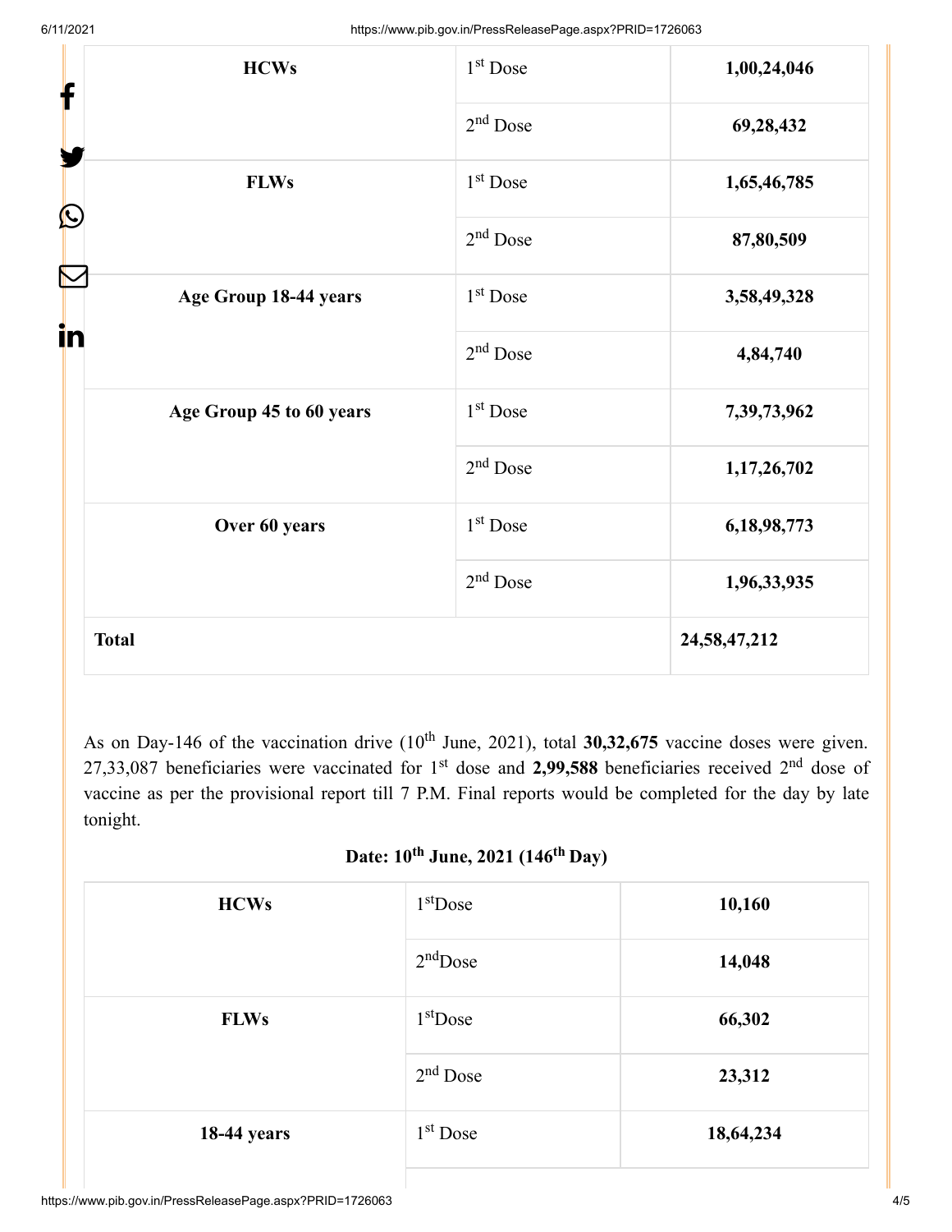| HCWs | 1st Dose | **1,00,24,046** |
|---|---|---|
| | 2nd Dose | **69,28,432** |
| **FLWs** | 1st Dose | **1,65,46,785** |
| | 2nd Dose | **87,80,509** |
| **Age Group 18-44 years** | 1st Dose | **3,58,49,328** |
| | 2nd Dose | **4,84,740** |
| **Age Group 45 to 60 years** | 1st Dose | **7,39,73,962** |
| | 2nd Dose | **1,17,26,702** |
| **Over 60 years** | 1st Dose | **6,18,98,773** |
| | 2nd Dose | **1,96,33,935** |
| **Total** | | **24,58,47,212** |

As on Day-146 of the vaccination drive (10th June, 2021), total **30,32,675** vaccine doses were given. 27,33,087 beneficiaries were vaccinated for 1st dose and **2,99,588** beneficiaries received 2nd dose of vaccine as per the provisional report till 7 P.M. Final reports would be completed for the day by late tonight.

**Date: 10th June, 2021 (146th Day)**

| HCWs | 1stDose | **10,160** |
|---|---|---|
| | 2ndDose | **14,048** |
| **FLWs** | 1stDose | **66,302** |
| | 2nd Dose | **23,312** |
| **18-44 years** | 1st Dose | **18,64,234** |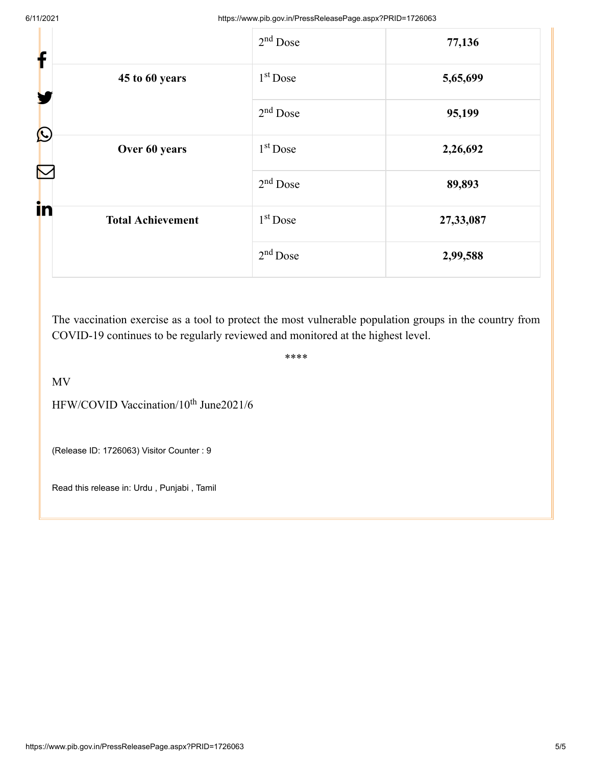| | | |
|---|---|---|
| | 2nd Dose | **77,136** |
| **45 to 60 years** | 1st Dose | **5,65,699** |
| | 2nd Dose | **95,199** |
| **Over 60 years** | 1st Dose | **2,26,692** |
| | 2nd Dose | **89,893** |
| **Total Achievement** | 1st Dose | **27,33,087** |
| | 2nd Dose | **2,99,588** |

The vaccination exercise as a tool to protect the most vulnerable population groups in the country from COVID-19 continues to be regularly reviewed and monitored at the highest level.

****

MV

HFW/COVID Vaccination/10th June2021/6

(Release ID: 1726063) Visitor Counter : 9

Read this release in: Urdu , Punjabi , Tamil